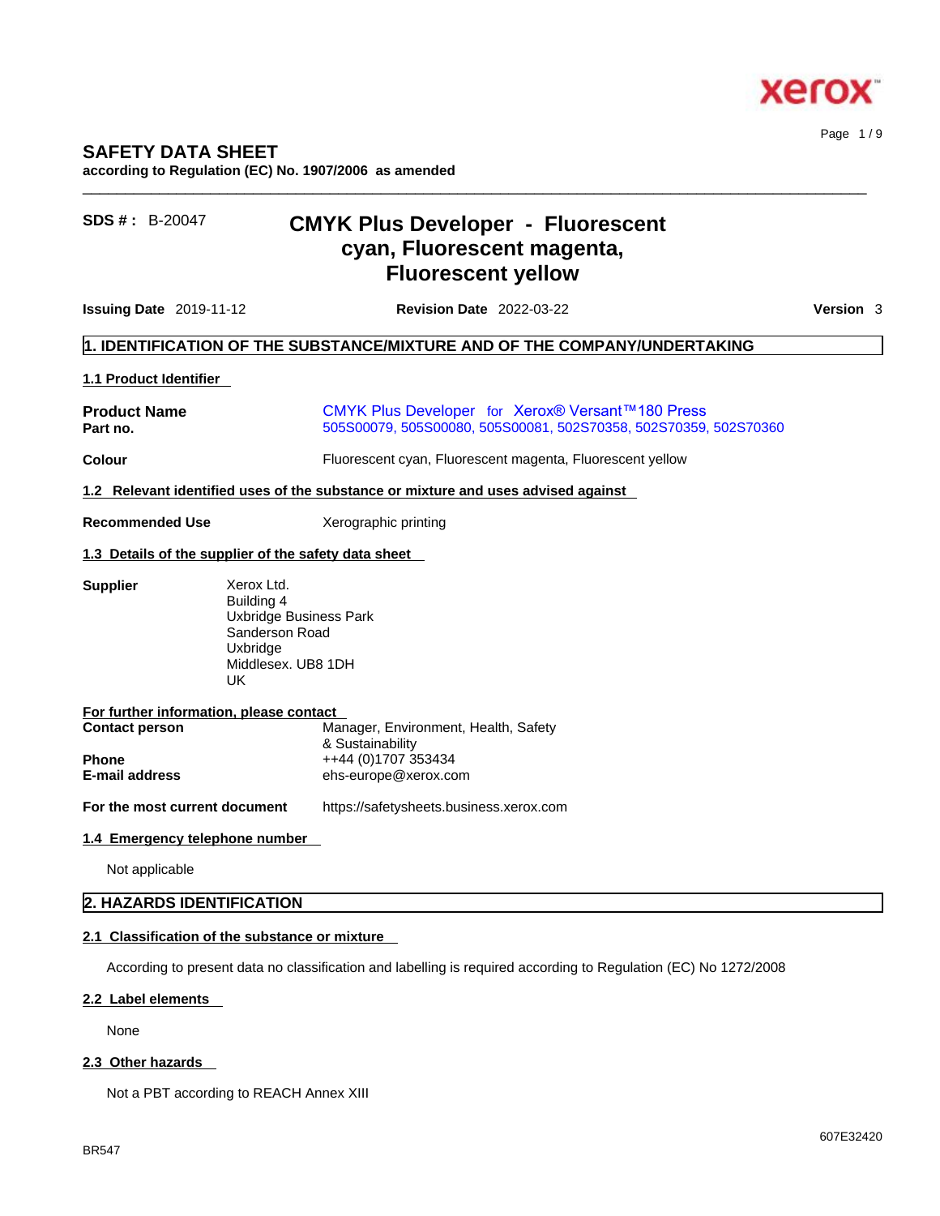# SAFETY DATA SHEET

**according to Regulation (EC) No. 1907/2006 as amended**

**SDS # :** B-20047

## CMYK Plus Developer - Fluorescent cyan, Fluorescent magenta, Fluorescent yellow

**Issuing Date** 2019-11-12 **Revision Date** 2022-03-22 **Version** 3

## 1. IDENTIFICATION OF THE SUBSTANCE/MIXTURE AND OF THE COMPANY/UNDERTAKING

### 1.1 Product Identifier

**Product Name** CMYK Plus Developer for Xerox® Versant™180 Press
**Part no.** 505S00079, 505S00080, 505S00081, 502S70358, 502S70359, 502S70360

**Colour** Fluorescent cyan, Fluorescent magenta, Fluorescent yellow

### 1.2 Relevant identified uses of the substance or mixture and uses advised against

**Recommended Use** Xerographic printing

### 1.3 Details of the supplier of the safety data sheet

**Supplier**
Xerox Ltd.
Building 4
Uxbridge Business Park
Sanderson Road
Uxbridge
Middlesex. UB8 1DH
UK

**For further information, please contact**

**Contact person** Manager, Environment, Health, Safety & Sustainability
**Phone** ++44 (0)1707 353434
**E-mail address** ehs-europe@xerox.com

**For the most current document** https://safetysheets.business.xerox.com

### 1.4 Emergency telephone number

Not applicable

## 2. HAZARDS IDENTIFICATION

### 2.1 Classification of the substance or mixture

According to present data no classification and labelling is required according to Regulation (EC) No 1272/2008

### 2.2 Label elements

None

### 2.3 Other hazards

Not a PBT according to REACH Annex XIII

BR547 607E32420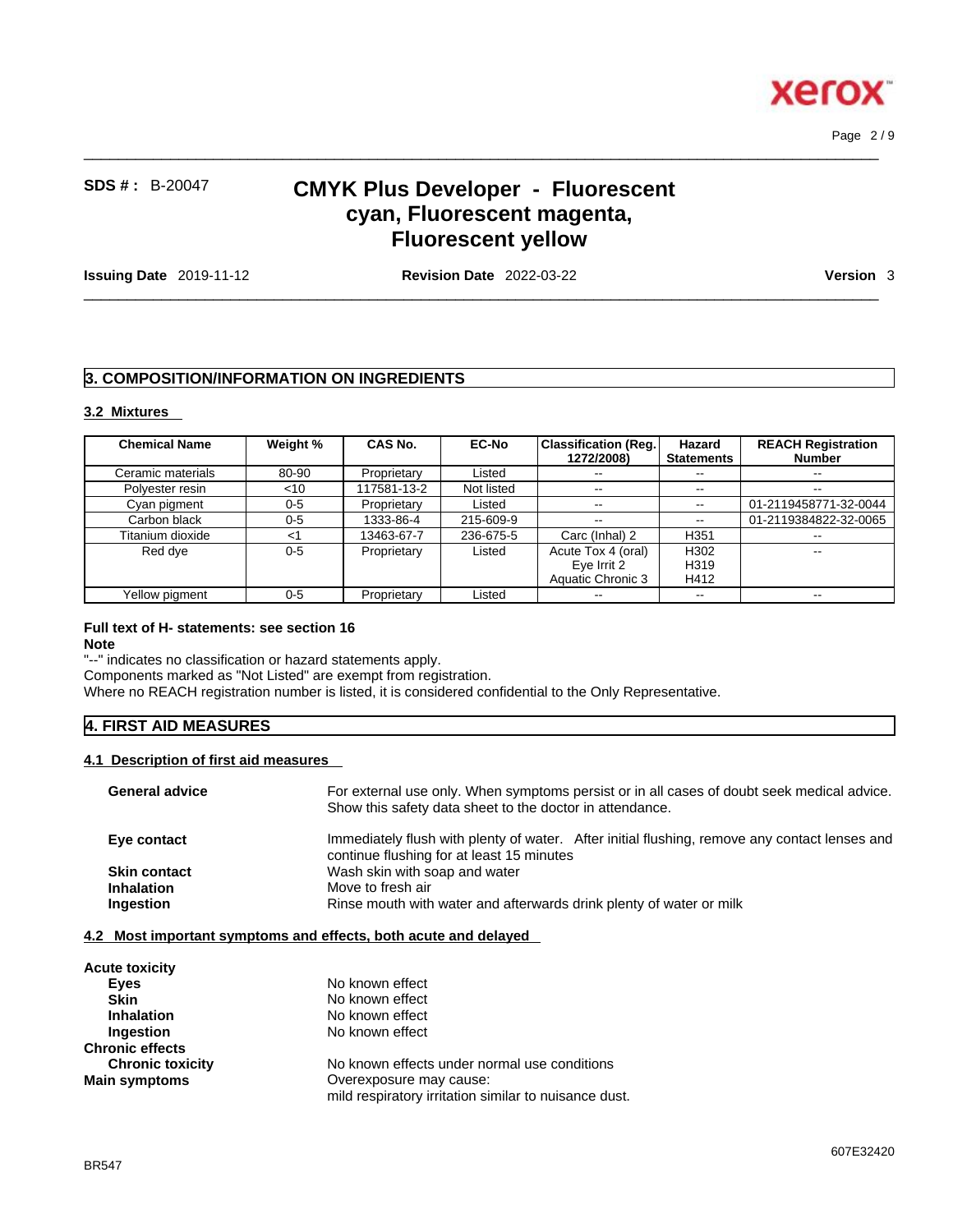## 3. COMPOSITION/INFORMATION ON INGREDIENTS

### 3.2 Mixtures

| Chemical Name | Weight % | CAS No. | EC-No | Classification (Reg. 1272/2008) | Hazard Statements | REACH Registration Number |
|---|---|---|---|---|---|---|
| Ceramic materials | 80-90 | Proprietary | Listed | -- | -- | -- |
| Polyester resin | <10 | 117581-13-2 | Not listed | -- | -- | -- |
| Cyan pigment | 0-5 | Proprietary | Listed | -- | -- | 01-2119458771-32-0044 |
| Carbon black | 0-5 | 1333-86-4 | 215-609-9 | -- | -- | 01-2119384822-32-0065 |
| Titanium dioxide | <1 | 13463-67-7 | 236-675-5 | Carc (Inhal) 2 | H351 | -- |
| Red dye | 0-5 | Proprietary | Listed | Acute Tox 4 (oral) Eye Irrit 2 Aquatic Chronic 3 | H302 H319 H412 | -- |
| Yellow pigment | 0-5 | Proprietary | Listed | -- | -- | -- |

**Full text of H- statements: see section 16**

**Note**

"--" indicates no classification or hazard statements apply.

Components marked as "Not Listed" are exempt from registration.

Where no REACH registration number is listed, it is considered confidential to the Only Representative.

## 4. FIRST AID MEASURES

### 4.1 Description of first aid measures

**General advice** For external use only. When symptoms persist or in all cases of doubt seek medical advice. Show this safety data sheet to the doctor in attendance.

**Eye contact** Immediately flush with plenty of water. After initial flushing, remove any contact lenses and continue flushing for at least 15 minutes

**Skin contact** Wash skin with soap and water

**Inhalation** Move to fresh air

**Ingestion** Rinse mouth with water and afterwards drink plenty of water or milk

### 4.2 Most important symptoms and effects, both acute and delayed

**Acute toxicity**

- **Eyes** No known effect
- **Skin** No known effect
- **Inhalation** No known effect
- **Ingestion** No known effect

**Chronic effects**

- **Chronic toxicity** No known effects under normal use conditions

**Main symptoms** Overexposure may cause:
mild respiratory irritation similar to nuisance dust.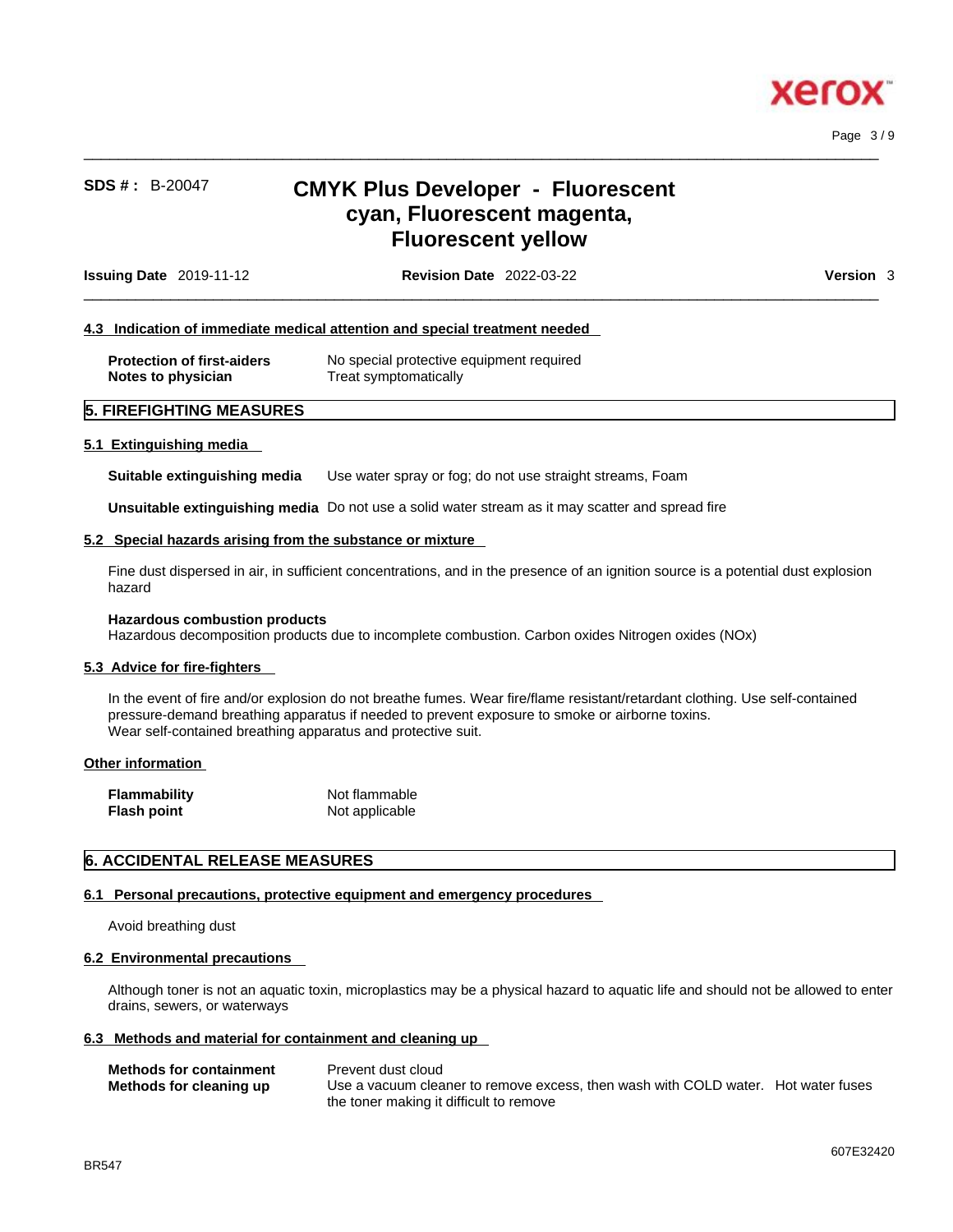#### 4.3 Indication of immediate medical attention and special treatment needed

| | |
|---|---|
| **Protection of first-aiders** | No special protective equipment required |
| **Notes to physician** | Treat symptomatically |

## 5. FIREFIGHTING MEASURES

#### 5.1 Extinguishing media

**Suitable extinguishing media** Use water spray or fog; do not use straight streams, Foam

**Unsuitable extinguishing media** Do not use a solid water stream as it may scatter and spread fire

#### 5.2 Special hazards arising from the substance or mixture

Fine dust dispersed in air, in sufficient concentrations, and in the presence of an ignition source is a potential dust explosion hazard

**Hazardous combustion products**
Hazardous decomposition products due to incomplete combustion. Carbon oxides Nitrogen oxides (NOx)

#### 5.3 Advice for fire-fighters

In the event of fire and/or explosion do not breathe fumes. Wear fire/flame resistant/retardant clothing. Use self-contained pressure-demand breathing apparatus if needed to prevent exposure to smoke or airborne toxins.
Wear self-contained breathing apparatus and protective suit.

#### Other information

| | |
|---|---|
| **Flammability** | Not flammable |
| **Flash point** | Not applicable |

## 6. ACCIDENTAL RELEASE MEASURES

#### 6.1 Personal precautions, protective equipment and emergency procedures

Avoid breathing dust

#### 6.2 Environmental precautions

Although toner is not an aquatic toxin, microplastics may be a physical hazard to aquatic life and should not be allowed to enter drains, sewers, or waterways

#### 6.3 Methods and material for containment and cleaning up

| | |
|---|---|
| **Methods for containment** | Prevent dust cloud |
| **Methods for cleaning up** | Use a vacuum cleaner to remove excess, then wash with COLD water. Hot water fuses the toner making it difficult to remove |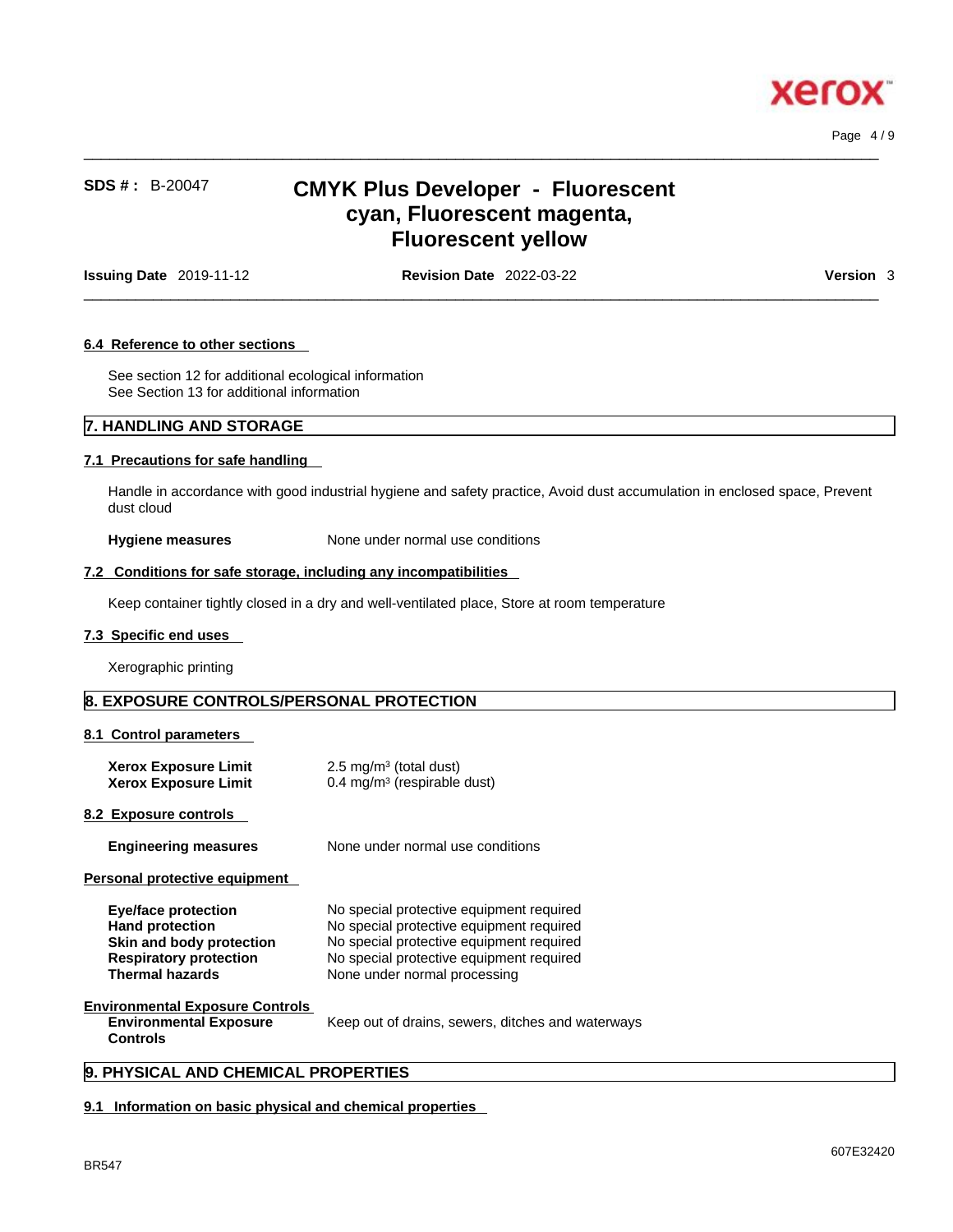#### 6.4 Reference to other sections

See section 12 for additional ecological information
See Section 13 for additional information

## 7. HANDLING AND STORAGE

#### 7.1 Precautions for safe handling

Handle in accordance with good industrial hygiene and safety practice, Avoid dust accumulation in enclosed space, Prevent dust cloud

**Hygiene measures** None under normal use conditions

#### 7.2 Conditions for safe storage, including any incompatibilities

Keep container tightly closed in a dry and well-ventilated place, Store at room temperature

#### 7.3 Specific end uses

Xerographic printing

## 8. EXPOSURE CONTROLS/PERSONAL PROTECTION

#### 8.1 Control parameters

| | |
|---|---|
| **Xerox Exposure Limit** | 2.5 mg/m³ (total dust) |
| **Xerox Exposure Limit** | 0.4 mg/m³ (respirable dust) |

#### 8.2 Exposure controls

**Engineering measures** None under normal use conditions

#### Personal protective equipment

| | |
|---|---|
| **Eye/face protection** | No special protective equipment required |
| **Hand protection** | No special protective equipment required |
| **Skin and body protection** | No special protective equipment required |
| **Respiratory protection** | No special protective equipment required |
| **Thermal hazards** | None under normal processing |

#### Environmental Exposure Controls

**Environmental Exposure Controls** Keep out of drains, sewers, ditches and waterways

## 9. PHYSICAL AND CHEMICAL PROPERTIES

#### 9.1 Information on basic physical and chemical properties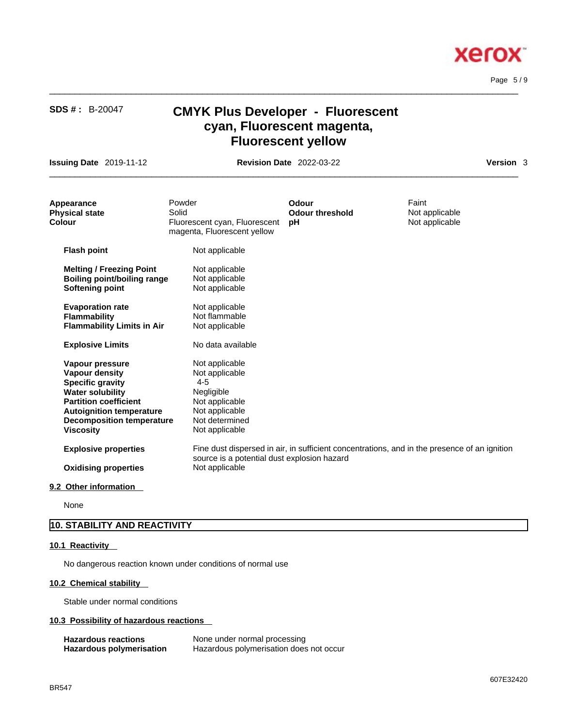| | | | |
|---|---|---|---|
| **Appearance** | Powder | **Odour** | Faint |
| **Physical state** | Solid | **Odour threshold** | Not applicable |
| **Colour** | Fluorescent cyan, Fluorescent magenta, Fluorescent yellow | **pH** | Not applicable |

| | |
|---|---|
| **Flash point** | Not applicable |
| **Melting / Freezing Point** | Not applicable |
| **Boiling point/boiling range** | Not applicable |
| **Softening point** | Not applicable |
| **Evaporation rate** | Not applicable |
| **Flammability** | Not flammable |
| **Flammability Limits in Air** | Not applicable |
| **Explosive Limits** | No data available |
| **Vapour pressure** | Not applicable |
| **Vapour density** | Not applicable |
| **Specific gravity** | 4-5 |
| **Water solubility** | Negligible |
| **Partition coefficient** | Not applicable |
| **Autoignition temperature** | Not applicable |
| **Decomposition temperature** | Not determined |
| **Viscosity** | Not applicable |
| **Explosive properties** | Fine dust dispersed in air, in sufficient concentrations, and in the presence of an ignition source is a potential dust explosion hazard |
| **Oxidising properties** | Not applicable |

### 9.2 Other information

None

## 10. STABILITY AND REACTIVITY

### 10.1 Reactivity

No dangerous reaction known under conditions of normal use

### 10.2 Chemical stability

Stable under normal conditions

### 10.3 Possibility of hazardous reactions

| | |
|---|---|
| **Hazardous reactions** | None under normal processing |
| **Hazardous polymerisation** | Hazardous polymerisation does not occur |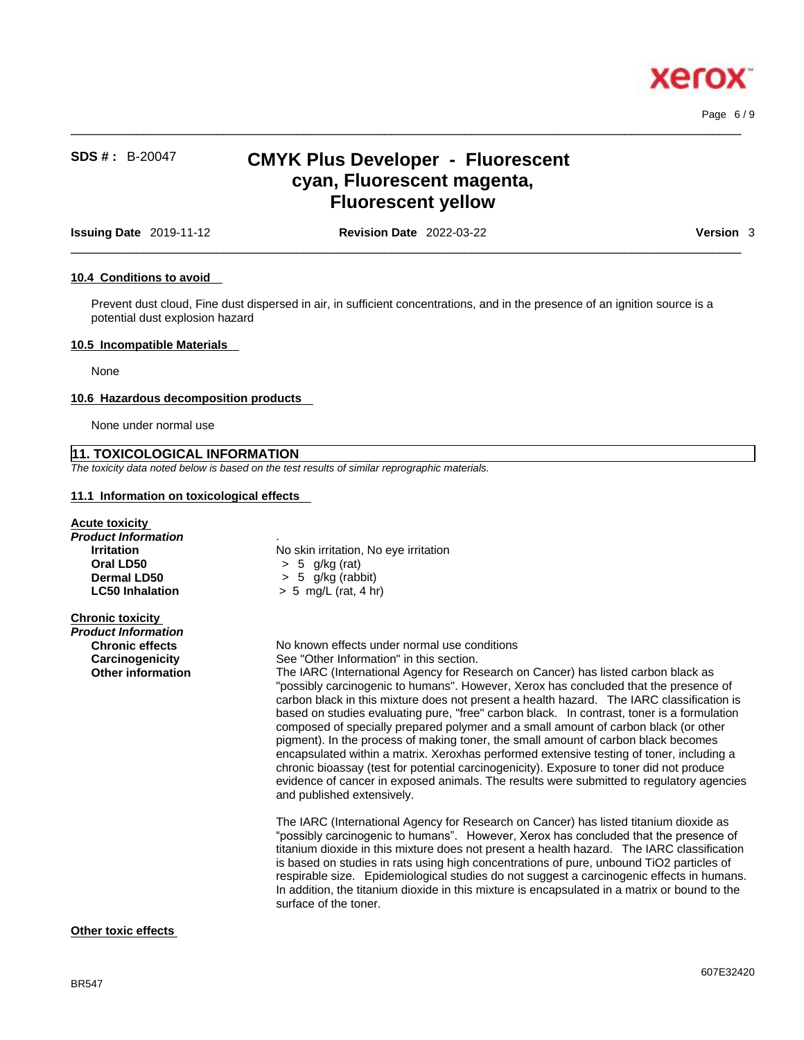**SDS # :** B-20047

# CMYK Plus Developer - Fluorescent cyan, Fluorescent magenta, Fluorescent yellow

**Issuing Date** 2019-11-12 **Revision Date** 2022-03-22 **Version** 3

### 10.4 Conditions to avoid

Prevent dust cloud, Fine dust dispersed in air, in sufficient concentrations, and in the presence of an ignition source is a potential dust explosion hazard

### 10.5 Incompatible Materials

None

### 10.6 Hazardous decomposition products

None under normal use

## 11. TOXICOLOGICAL INFORMATION

*The toxicity data noted below is based on the test results of similar reprographic materials.*

### 11.1 Information on toxicological effects

**Acute toxicity**

***Product Information*** .

| | |
|---|---|
| **Irritation** | No skin irritation, No eye irritation |
| **Oral LD50** | > 5 g/kg (rat) |
| **Dermal LD50** | > 5 g/kg (rabbit) |
| **LC50 Inhalation** | > 5 mg/L (rat, 4 hr) |

**Chronic toxicity**

***Product Information***

**Chronic effects** No known effects under normal use conditions

**Carcinogenicity** See "Other Information" in this section.

**Other information** The IARC (International Agency for Research on Cancer) has listed carbon black as "possibly carcinogenic to humans". However, Xerox has concluded that the presence of carbon black in this mixture does not present a health hazard. The IARC classification is based on studies evaluating pure, "free" carbon black. In contrast, toner is a formulation composed of specially prepared polymer and a small amount of carbon black (or other pigment). In the process of making toner, the small amount of carbon black becomes encapsulated within a matrix. Xeroxhas performed extensive testing of toner, including a chronic bioassay (test for potential carcinogenicity). Exposure to toner did not produce evidence of cancer in exposed animals. The results were submitted to regulatory agencies and published extensively.

The IARC (International Agency for Research on Cancer) has listed titanium dioxide as "possibly carcinogenic to humans". However, Xerox has concluded that the presence of titanium dioxide in this mixture does not present a health hazard. The IARC classification is based on studies in rats using high concentrations of pure, unbound $TiO_2$ particles of respirable size. Epidemiological studies do not suggest a carcinogenic effects in humans. In addition, the titanium dioxide in this mixture is encapsulated in a matrix or bound to the surface of the toner.

**Other toxic effects**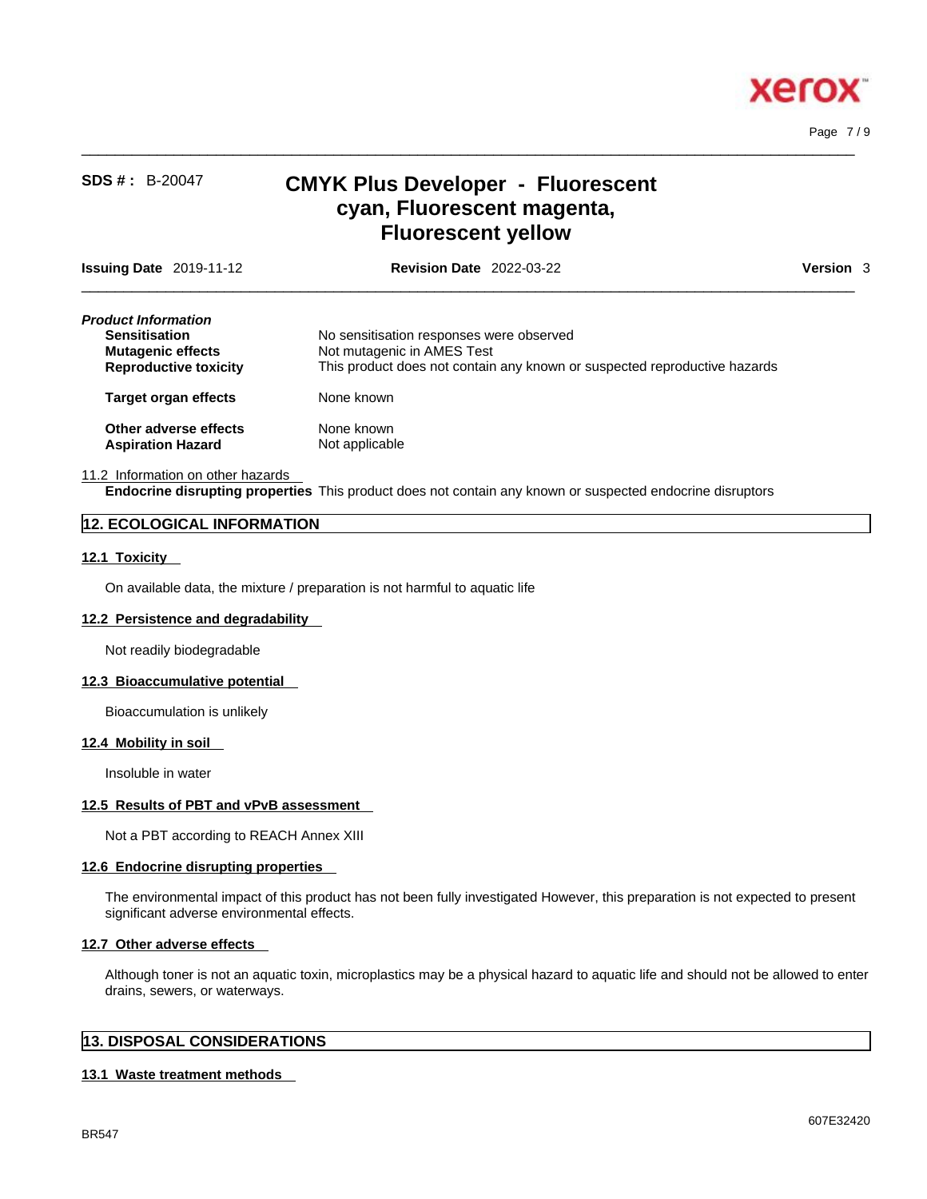*Product Information*

| | |
|---|---|
| **Sensitisation** | No sensitisation responses were observed |
| **Mutagenic effects** | Not mutagenic in AMES Test |
| **Reproductive toxicity** | This product does not contain any known or suspected reproductive hazards |
| **Target organ effects** | None known |
| **Other adverse effects** | None known |
| **Aspiration Hazard** | Not applicable |

11.2 Information on other hazards

**Endocrine disrupting properties** This product does not contain any known or suspected endocrine disruptors

## 12. ECOLOGICAL INFORMATION

### 12.1 Toxicity

On available data, the mixture / preparation is not harmful to aquatic life

### 12.2 Persistence and degradability

Not readily biodegradable

### 12.3 Bioaccumulative potential

Bioaccumulation is unlikely

### 12.4 Mobility in soil

Insoluble in water

### 12.5 Results of PBT and vPvB assessment

Not a PBT according to REACH Annex XIII

### 12.6 Endocrine disrupting properties

The environmental impact of this product has not been fully investigated However, this preparation is not expected to present significant adverse environmental effects.

### 12.7 Other adverse effects

Although toner is not an aquatic toxin, microplastics may be a physical hazard to aquatic life and should not be allowed to enter drains, sewers, or waterways.

## 13. DISPOSAL CONSIDERATIONS

### 13.1 Waste treatment methods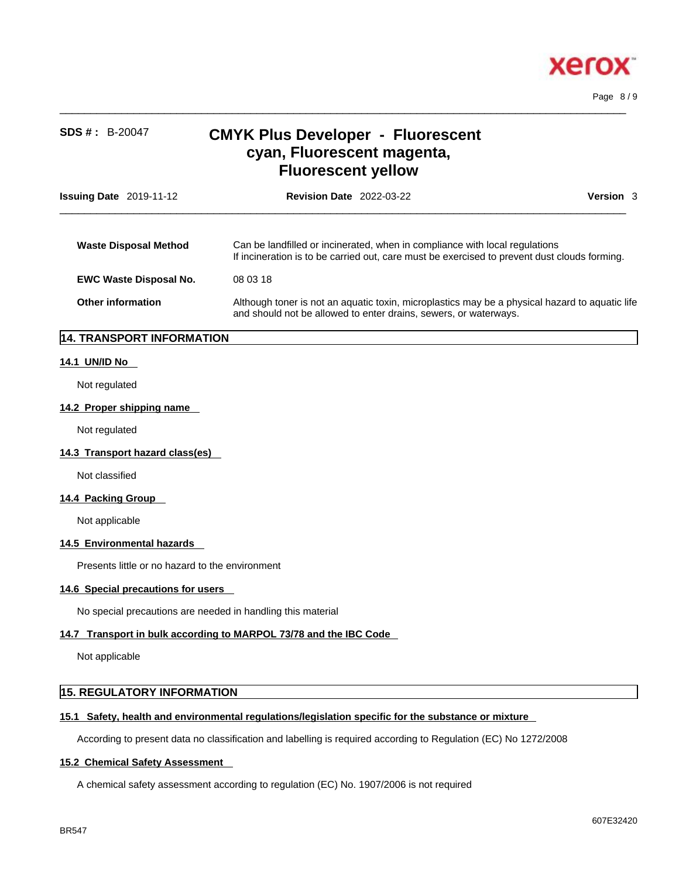| | |
|---|---|
| **Waste Disposal Method** | Can be landfilled or incinerated, when in compliance with local regulations<br>If incineration is to be carried out, care must be exercised to prevent dust clouds forming. |
| **EWC Waste Disposal No.** | 08 03 18 |
| **Other information** | Although toner is not an aquatic toxin, microplastics may be a physical hazard to aquatic life and should not be allowed to enter drains, sewers, or waterways. |

## 14. TRANSPORT INFORMATION

### 14.1 UN/ID No

Not regulated

### 14.2 Proper shipping name

Not regulated

### 14.3 Transport hazard class(es)

Not classified

### 14.4 Packing Group

Not applicable

### 14.5 Environmental hazards

Presents little or no hazard to the environment

### 14.6 Special precautions for users

No special precautions are needed in handling this material

### 14.7 Transport in bulk according to MARPOL 73/78 and the IBC Code

Not applicable

## 15. REGULATORY INFORMATION

### 15.1 Safety, health and environmental regulations/legislation specific for the substance or mixture

According to present data no classification and labelling is required according to Regulation (EC) No 1272/2008

### 15.2 Chemical Safety Assessment

A chemical safety assessment according to regulation (EC) No. 1907/2006 is not required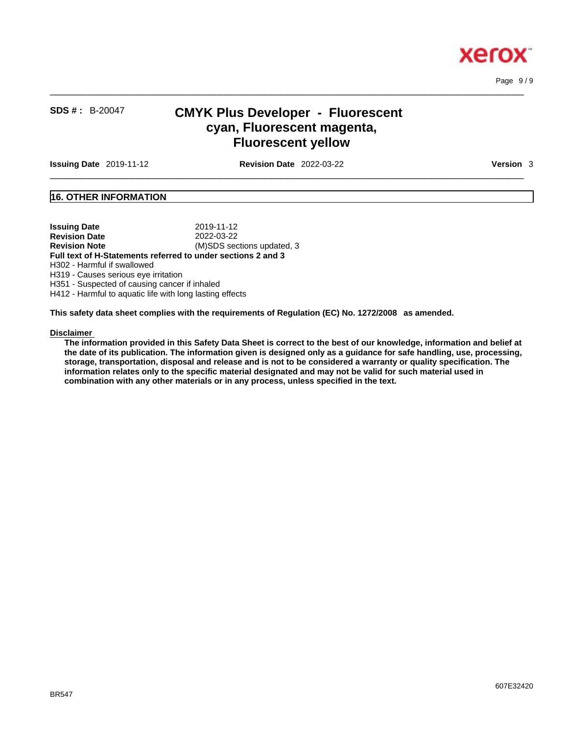## 16. OTHER INFORMATION

**Issuing Date** 2019-11-12
**Revision Date** 2022-03-22
**Revision Note** (M)SDS sections updated, 3

**Full text of H-Statements referred to under sections 2 and 3**

H302 - Harmful if swallowed
H319 - Causes serious eye irritation
H351 - Suspected of causing cancer if inhaled
H412 - Harmful to aquatic life with long lasting effects

**This safety data sheet complies with the requirements of Regulation (EC) No. 1272/2008 as amended.**

**Disclaimer**

**The information provided in this Safety Data Sheet is correct to the best of our knowledge, information and belief at the date of its publication. The information given is designed only as a guidance for safe handling, use, processing, storage, transportation, disposal and release and is not to be considered a warranty or quality specification. The information relates only to the specific material designated and may not be valid for such material used in combination with any other materials or in any process, unless specified in the text.**